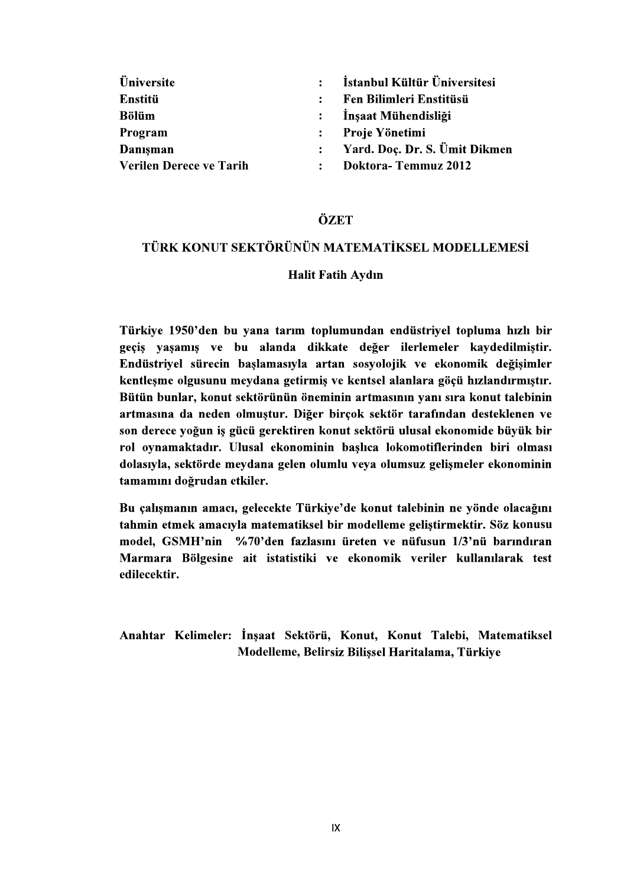| | | |
|---|---|---|
| **Üniversite** | **:** | **İstanbul Kültür Üniversitesi** |
| **Enstitü** | **:** | **Fen Bilimleri Enstitüsü** |
| **Bölüm** | **:** | **İnşaat Mühendisliği** |
| **Program** | **:** | **Proje Yönetimi** |
| **Danışman** | **:** | **Yard. Doç. Dr. S. Ümit Dikmen** |
| **Verilen Derece ve Tarih** | **:** | **Doktora- Temmuz 2012** |

# ÖZET

## TÜRK KONUT SEKTÖRÜNÜN MATEMATİKSEL MODELLEMESİ

**Halit Fatih Aydın**

**Türkiye 1950'den bu yana tarım toplumundan endüstriyel topluma hızlı bir geçiş yaşamış ve bu alanda dikkate değer ilerlemeler kaydedilmiştir. Endüstriyel sürecin başlamasıyla artan sosyolojik ve ekonomik değişimler kentleşme olgusunu meydana getirmiş ve kentsel alanlara göçü hızlandırmıştır. Bütün bunlar, konut sektörünün öneminin artmasının yanı sıra konut talebinin artmasına da neden olmuştur. Diğer birçok sektör tarafından desteklenen ve son derece yoğun iş gücü gerektiren konut sektörü ulusal ekonomide büyük bir rol oynamaktadır. Ulusal ekonominin başlıca lokomotiflerinden biri olması dolasıyla, sektörde meydana gelen olumlu veya olumsuz gelişmeler ekonominin tamamını doğrudan etkiler.**

**Bu çalışmanın amacı, gelecekte Türkiye'de konut talebinin ne yönde olacağını tahmin etmek amacıyla matematiksel bir modelleme geliştirmektir. Söz konusu model, GSMH'nin %70'den fazlasını üreten ve nüfusun 1/3'nü barındıran Marmara Bölgesine ait istatistiki ve ekonomik veriler kullanılarak test edilecektir.**

**Anahtar Kelimeler: İnşaat Sektörü, Konut, Konut Talebi, Matematiksel Modelleme, Belirsiz Bilişsel Haritalama, Türkiye**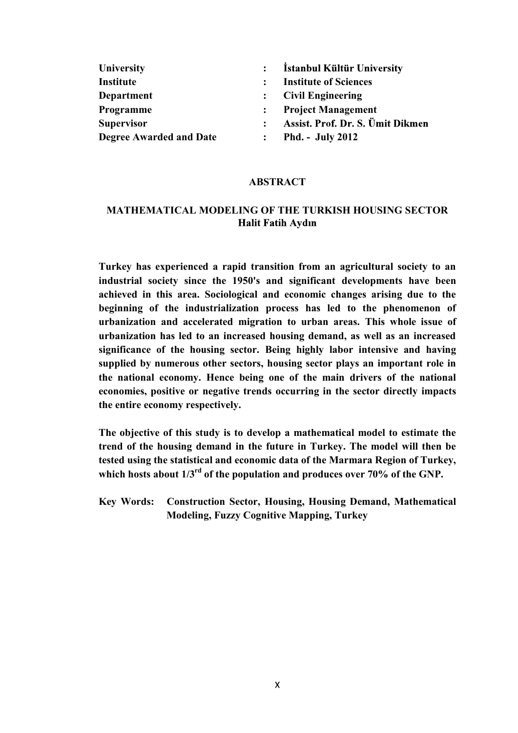| | | |
|---|---|---|
| **University** | **:** | **İstanbul Kültür University** |
| **Institute** | **:** | **Institute of Sciences** |
| **Department** | **:** | **Civil Engineering** |
| **Programme** | **:** | **Project Management** |
| **Supervisor** | **:** | **Assist. Prof. Dr. S. Ümit Dikmen** |
| **Degree Awarded and Date** | **:** | **Phd. - July 2012** |

## ABSTRACT

### MATHEMATICAL MODELING OF THE TURKISH HOUSING SECTOR

**Halit Fatih Aydın**

**Turkey has experienced a rapid transition from an agricultural society to an industrial society since the 1950's and significant developments have been achieved in this area. Sociological and economic changes arising due to the beginning of the industrialization process has led to the phenomenon of urbanization and accelerated migration to urban areas. This whole issue of urbanization has led to an increased housing demand, as well as an increased significance of the housing sector. Being highly labor intensive and having supplied by numerous other sectors, housing sector plays an important role in the national economy. Hence being one of the main drivers of the national economies, positive or negative trends occurring in the sector directly impacts the entire economy respectively.**

**The objective of this study is to develop a mathematical model to estimate the trend of the housing demand in the future in Turkey. The model will then be tested using the statistical and economic data of the Marmara Region of Turkey, which hosts about 1/3rd of the population and produces over 70% of the GNP.**

**Key Words: Construction Sector, Housing, Housing Demand, Mathematical Modeling, Fuzzy Cognitive Mapping, Turkey**